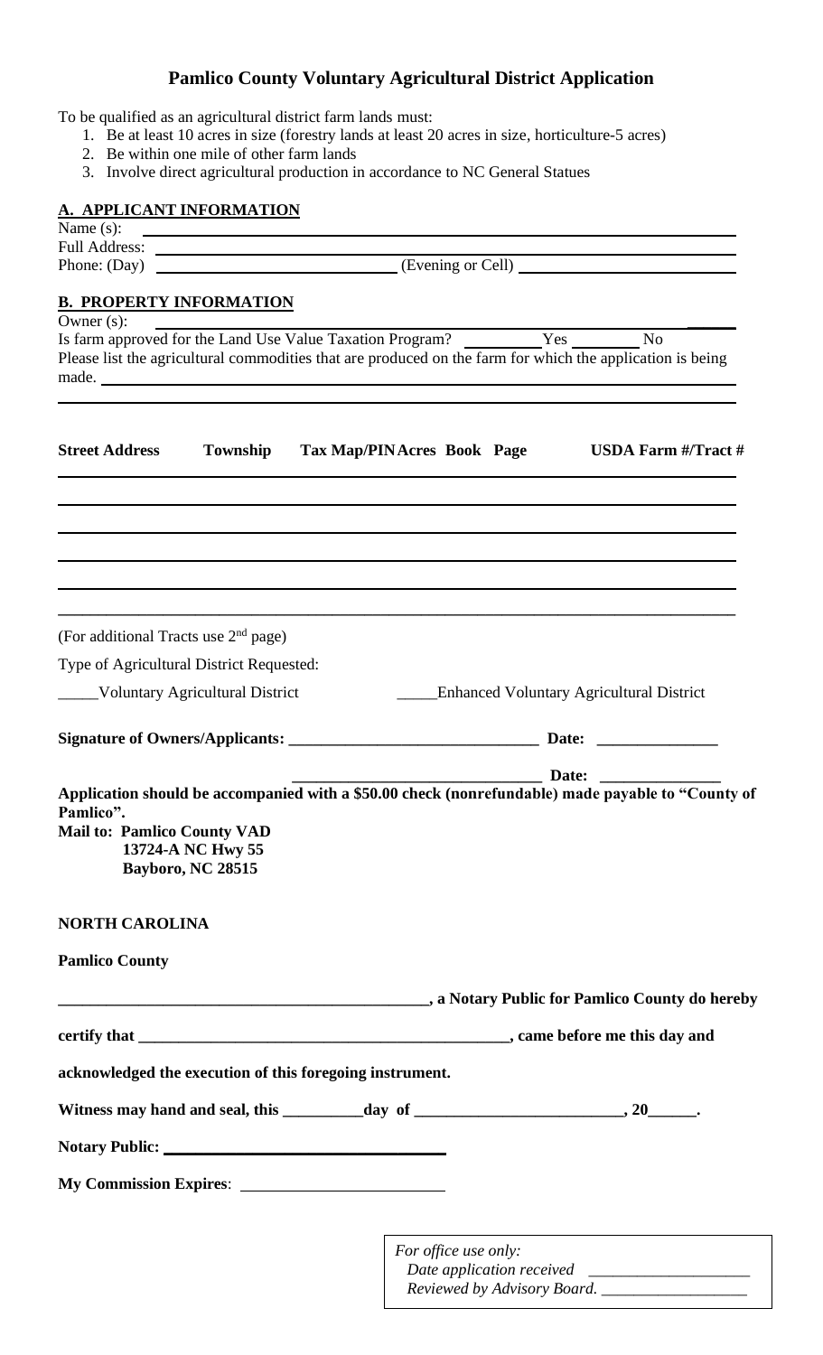# Pamlico County Voluntary Agricultural District Application

To be qualified as an agricultural district farm lands must:

1. Be at least 10 acres in size (forestry lands at least 20 acres in size, horticulture-5 acres)
2. Be within one mile of other farm lands
3. Involve direct agricultural production in accordance to NC General Statues

## A. APPLICANT INFORMATION

Name (s): ______________________________________________

Full Address: ______________________________________________

Phone: (Day) ____________________ (Evening or Cell) ____________________

## B. PROPERTY INFORMATION

Owner (s): ______________________________________________

Is farm approved for the Land Use Value Taxation Program? ________Yes ________No

Please list the agricultural commodities that are produced on the farm for which the application is being made. ______________________________________________

______________________________________________

| Street Address | Township | Tax Map/PIN | Acres | Book | Page | USDA Farm #/Tract # |
|---|---|---|---|---|---|---|
| | | | | | | |
| | | | | | | |
| | | | | | | |
| | | | | | | |
| | | | | | | |
| | | | | | | |

(For additional Tracts use 2nd page)

Type of Agricultural District Requested:

_____Voluntary Agricultural District                _____Enhanced Voluntary Agricultural District

**Signature of Owners/Applicants: ______________________________ Date: ______________**

**______________________________ Date: ______________**

**Application should be accompanied with a $50.00 check (nonrefundable) made payable to "County of Pamlico".**

**Mail to: Pamlico County VAD**
**13724-A NC Hwy 55**
**Bayboro, NC 28515**

**NORTH CAROLINA**

**Pamlico County**

**______________________________________________, a Notary Public for Pamlico County do hereby certify that ______________________________________________, came before me this day and acknowledged the execution of this foregoing instrument.**

**Witness may hand and seal, this __________day of ________________________, 20______.**

**Notary Public:** ______________________________

**My Commission Expires**: ______________________

*For office use only:*
*Date application received* ____________________
*Reviewed by Advisory Board.* ____________________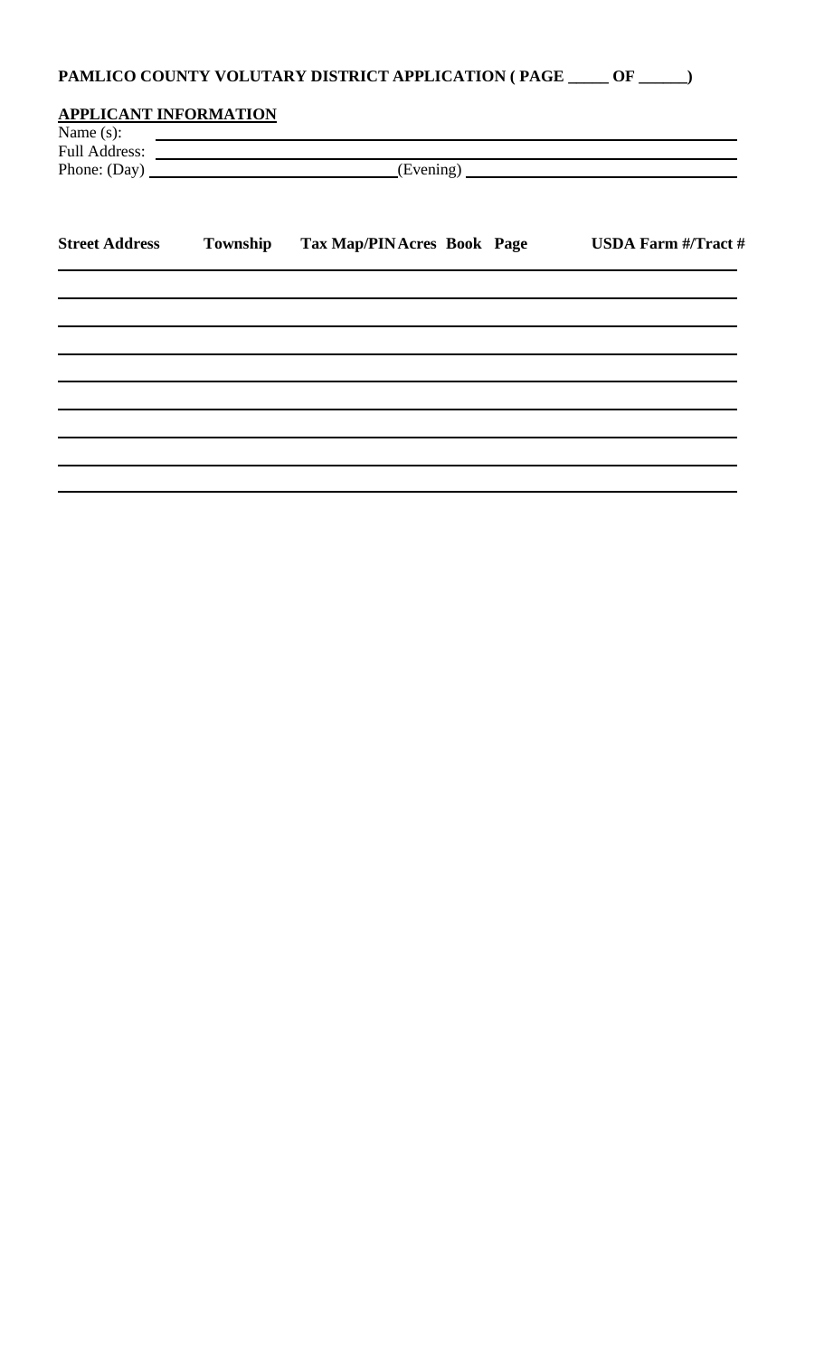**PAMLICO COUNTY VOLUTARY DISTRICT APPLICATION ( PAGE _____ OF ______)**

**APPLICANT INFORMATION**

Name (s): ______________________________________________________________

Full Address: ____________________________________________________________

Phone: (Day) ____________________________(Evening) ______________________________

| Street Address | Township | Tax Map/PIN | Acres | Book | Page | USDA Farm #/Tract # |
|---|---|---|---|---|---|---|
| | | | | | | |
| | | | | | | |
| | | | | | | |
| | | | | | | |
| | | | | | | |
| | | | | | | |
| | | | | | | |
| | | | | | | |
| | | | | | | |